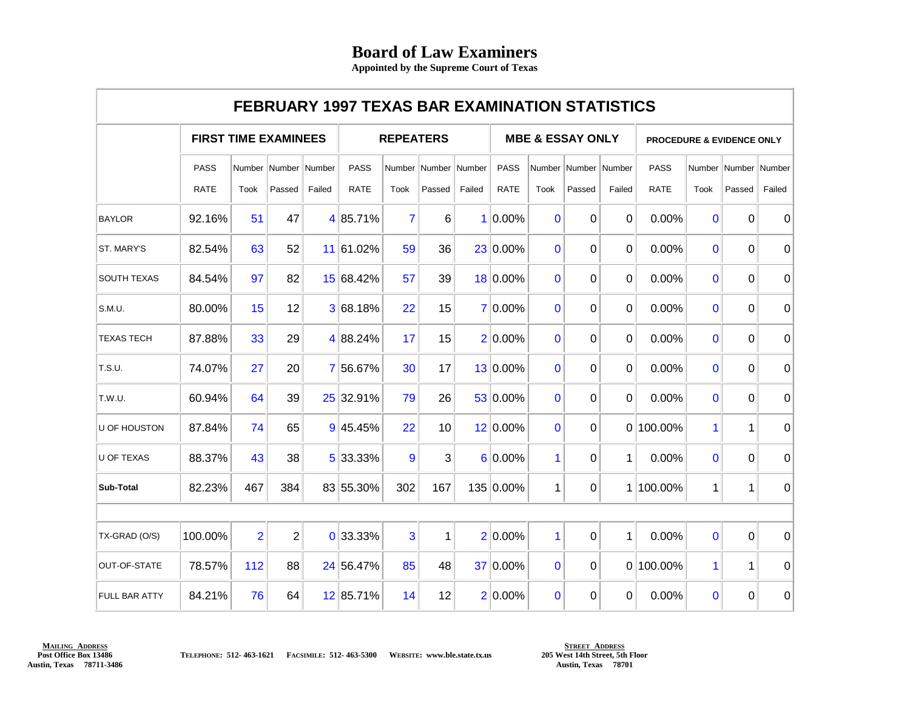# Board of Law Examiners

**Appointed by the Supreme Court of Texas**

## FEBRUARY 1997 TEXAS BAR EXAMINATION STATISTICS

| | FIRST TIME EXAMINEES | | | | REPEATERS | | | | MBE & ESSAY ONLY | | | | PROCEDURE & EVIDENCE ONLY | | | |
|---|---|---|---|---|---|---|---|---|---|---|---|---|---|---|---|---|
| | PASS RATE | Number Took | Number Passed | Number Failed | PASS RATE | Number Took | Number Passed | Number Failed | PASS RATE | Number Took | Number Passed | Number Failed | PASS RATE | Number Took | Number Passed | Number Failed |
| BAYLOR | 92.16% | 51 | 47 | 4 | 85.71% | 7 | 6 | 1 | 0.00% | 0 | 0 | 0 | 0.00% | 0 | 0 | 0 |
| ST. MARY'S | 82.54% | 63 | 52 | 11 | 61.02% | 59 | 36 | 23 | 0.00% | 0 | 0 | 0 | 0.00% | 0 | 0 | 0 |
| SOUTH TEXAS | 84.54% | 97 | 82 | 15 | 68.42% | 57 | 39 | 18 | 0.00% | 0 | 0 | 0 | 0.00% | 0 | 0 | 0 |
| S.M.U. | 80.00% | 15 | 12 | 3 | 68.18% | 22 | 15 | 7 | 0.00% | 0 | 0 | 0 | 0.00% | 0 | 0 | 0 |
| TEXAS TECH | 87.88% | 33 | 29 | 4 | 88.24% | 17 | 15 | 2 | 0.00% | 0 | 0 | 0 | 0.00% | 0 | 0 | 0 |
| T.S.U. | 74.07% | 27 | 20 | 7 | 56.67% | 30 | 17 | 13 | 0.00% | 0 | 0 | 0 | 0.00% | 0 | 0 | 0 |
| T.W.U. | 60.94% | 64 | 39 | 25 | 32.91% | 79 | 26 | 53 | 0.00% | 0 | 0 | 0 | 0.00% | 0 | 0 | 0 |
| U OF HOUSTON | 87.84% | 74 | 65 | 9 | 45.45% | 22 | 10 | 12 | 0.00% | 0 | 0 | 0 | 100.00% | 1 | 1 | 0 |
| U OF TEXAS | 88.37% | 43 | 38 | 5 | 33.33% | 9 | 3 | 6 | 0.00% | 1 | 0 | 1 | 0.00% | 0 | 0 | 0 |
| **Sub-Total** | 82.23% | 467 | 384 | 83 | 55.30% | 302 | 167 | 135 | 0.00% | 1 | 0 | 1 | 100.00% | 1 | 1 | 0 |
| | | | | | | | | | | | | | | | | |
| TX-GRAD (O/S) | 100.00% | 2 | 2 | 0 | 33.33% | 3 | 1 | 2 | 0.00% | 1 | 0 | 1 | 0.00% | 0 | 0 | 0 |
| OUT-OF-STATE | 78.57% | 112 | 88 | 24 | 56.47% | 85 | 48 | 37 | 0.00% | 0 | 0 | 0 | 100.00% | 1 | 1 | 0 |
| FULL BAR ATTY | 84.21% | 76 | 64 | 12 | 85.71% | 14 | 12 | 2 | 0.00% | 0 | 0 | 0 | 0.00% | 0 | 0 | 0 |

**MAILING ADDRESS**
Post Office Box 13486
Austin, Texas 78711-3486

TELEPHONE: 512- 463-1621 FACSIMILE: 512- 463-5300 WEBSITE: www.ble.state.tx.us

**STREET ADDRESS**
205 West 14th Street, 5th Floor
Austin, Texas 78701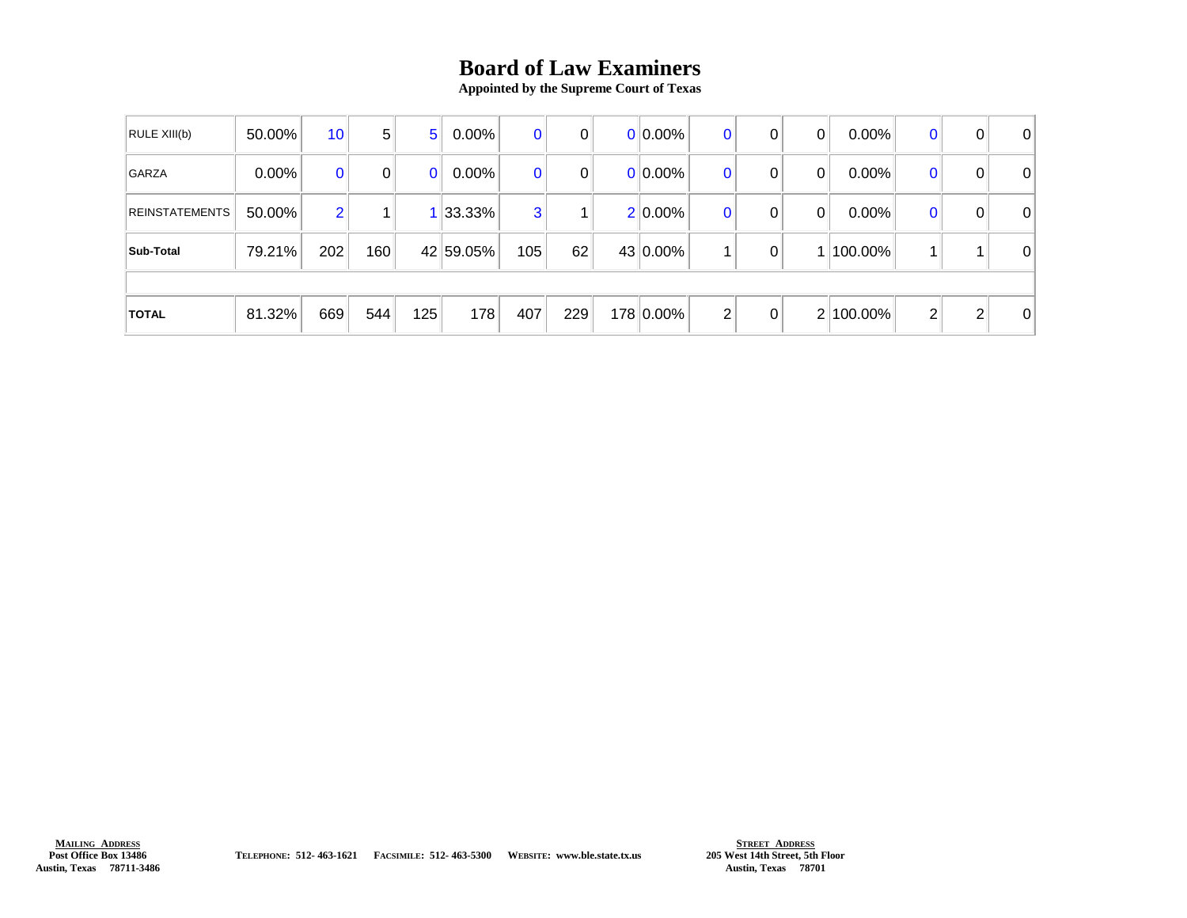# Board of Law Examiners

**Appointed by the Supreme Court of Texas**

| | | | | | | | | | | | | | | | | | |
|---|---|---|---|---|---|---|---|---|---|---|---|---|---|---|---|---|---|
| RULE XIII(b) | 50.00% | 10 | 5 | 5 | 0.00% | 0 | 0 | 0 | 0.00% | 0 | 0 | 0 | 0.00% | 0 | 0 | 0 |
| GARZA | 0.00% | 0 | 0 | 0 | 0.00% | 0 | 0 | 0 | 0.00% | 0 | 0 | 0 | 0.00% | 0 | 0 | 0 |
| REINSTATEMENTS | 50.00% | 2 | 1 | 1 | 33.33% | 3 | 1 | 2 | 0.00% | 0 | 0 | 0 | 0.00% | 0 | 0 | 0 |
| **Sub-Total** | 79.21% | 202 | 160 | 42 | 59.05% | 105 | 62 | 43 | 0.00% | 1 | 0 | 1 | 100.00% | 1 | 1 | 0 |
| | | | | | | | | | | | | | | | | |
| **TOTAL** | 81.32% | 669 | 544 | 125 | 178 | 407 | 229 | 178 | 0.00% | 2 | 0 | 2 | 100.00% | 2 | 2 | 0 |

**Mailing Address**
Post Office Box 13486
Austin, Texas 78711-3486

**Telephone:** 512- 463-1621 **Facsimile:** 512- 463-5300 **Website:** www.ble.state.tx.us

**Street Address**
205 West 14th Street, 5th Floor
Austin, Texas 78701